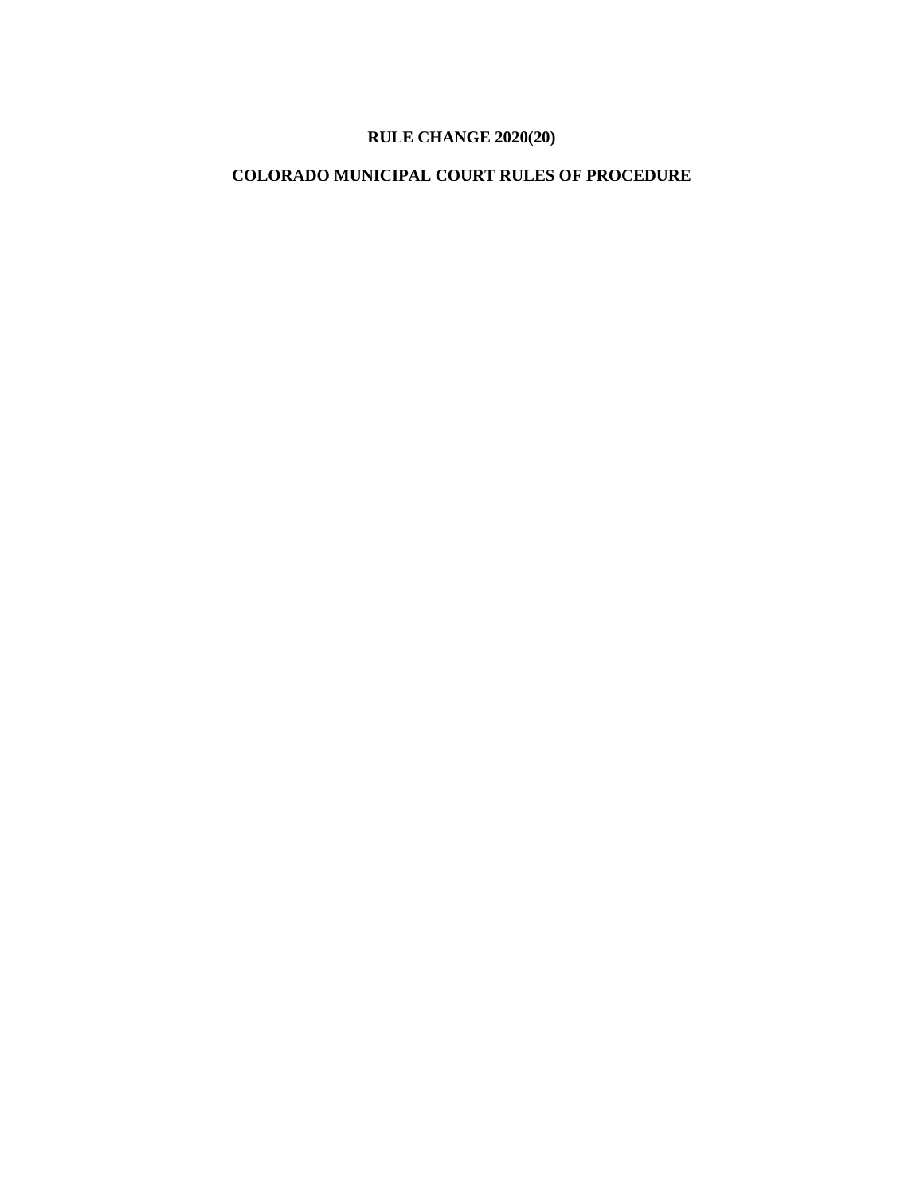# RULE CHANGE 2020(20)

# COLORADO MUNICIPAL COURT RULES OF PROCEDURE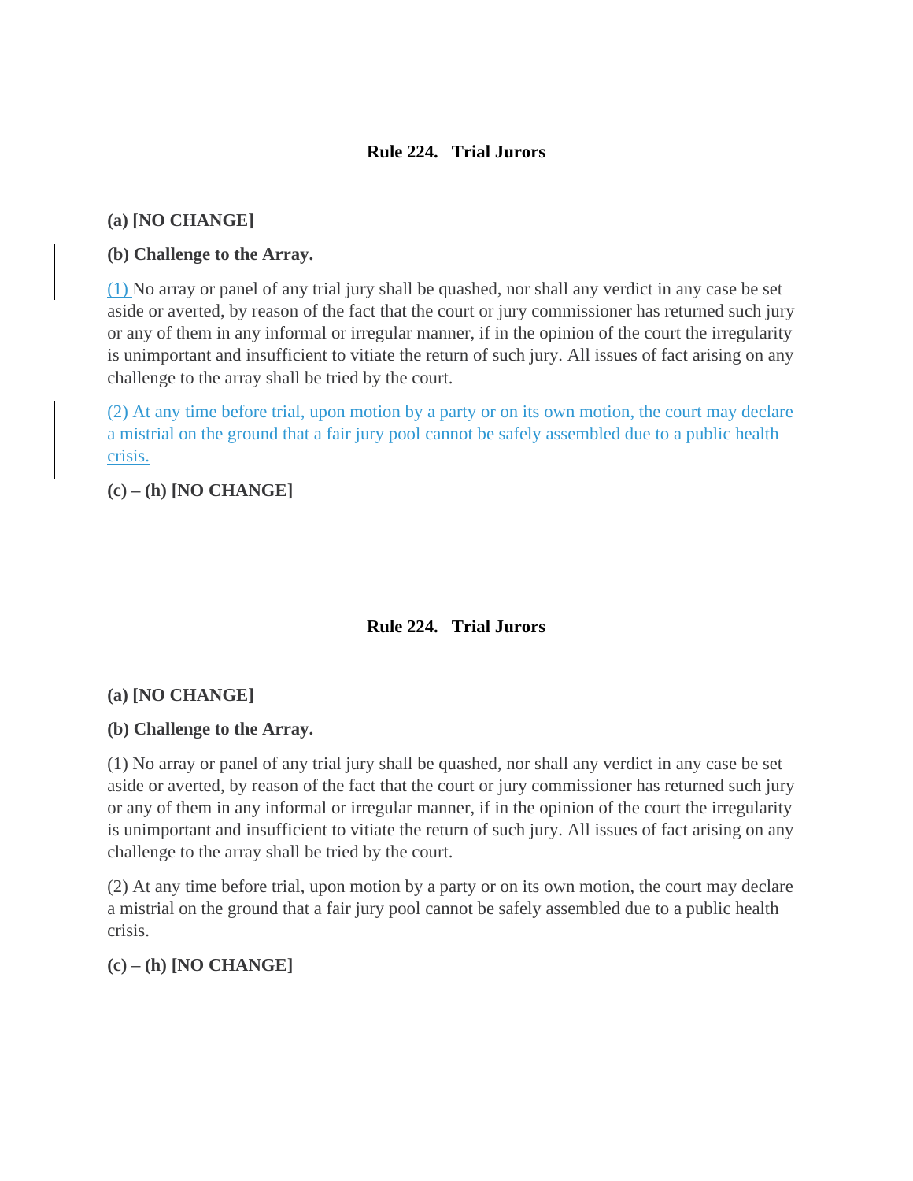### Rule 224. Trial Jurors

**(a) [NO CHANGE]**

**(b) Challenge to the Array.**

(1) No array or panel of any trial jury shall be quashed, nor shall any verdict in any case be set aside or averted, by reason of the fact that the court or jury commissioner has returned such jury or any of them in any informal or irregular manner, if in the opinion of the court the irregularity is unimportant and insufficient to vitiate the return of such jury. All issues of fact arising on any challenge to the array shall be tried by the court.

(2) At any time before trial, upon motion by a party or on its own motion, the court may declare a mistrial on the ground that a fair jury pool cannot be safely assembled due to a public health crisis.

**(c) – (h) [NO CHANGE]**

### Rule 224. Trial Jurors

**(a) [NO CHANGE]**

**(b) Challenge to the Array.**

(1) No array or panel of any trial jury shall be quashed, nor shall any verdict in any case be set aside or averted, by reason of the fact that the court or jury commissioner has returned such jury or any of them in any informal or irregular manner, if in the opinion of the court the irregularity is unimportant and insufficient to vitiate the return of such jury. All issues of fact arising on any challenge to the array shall be tried by the court.

(2) At any time before trial, upon motion by a party or on its own motion, the court may declare a mistrial on the ground that a fair jury pool cannot be safely assembled due to a public health crisis.

**(c) – (h) [NO CHANGE]**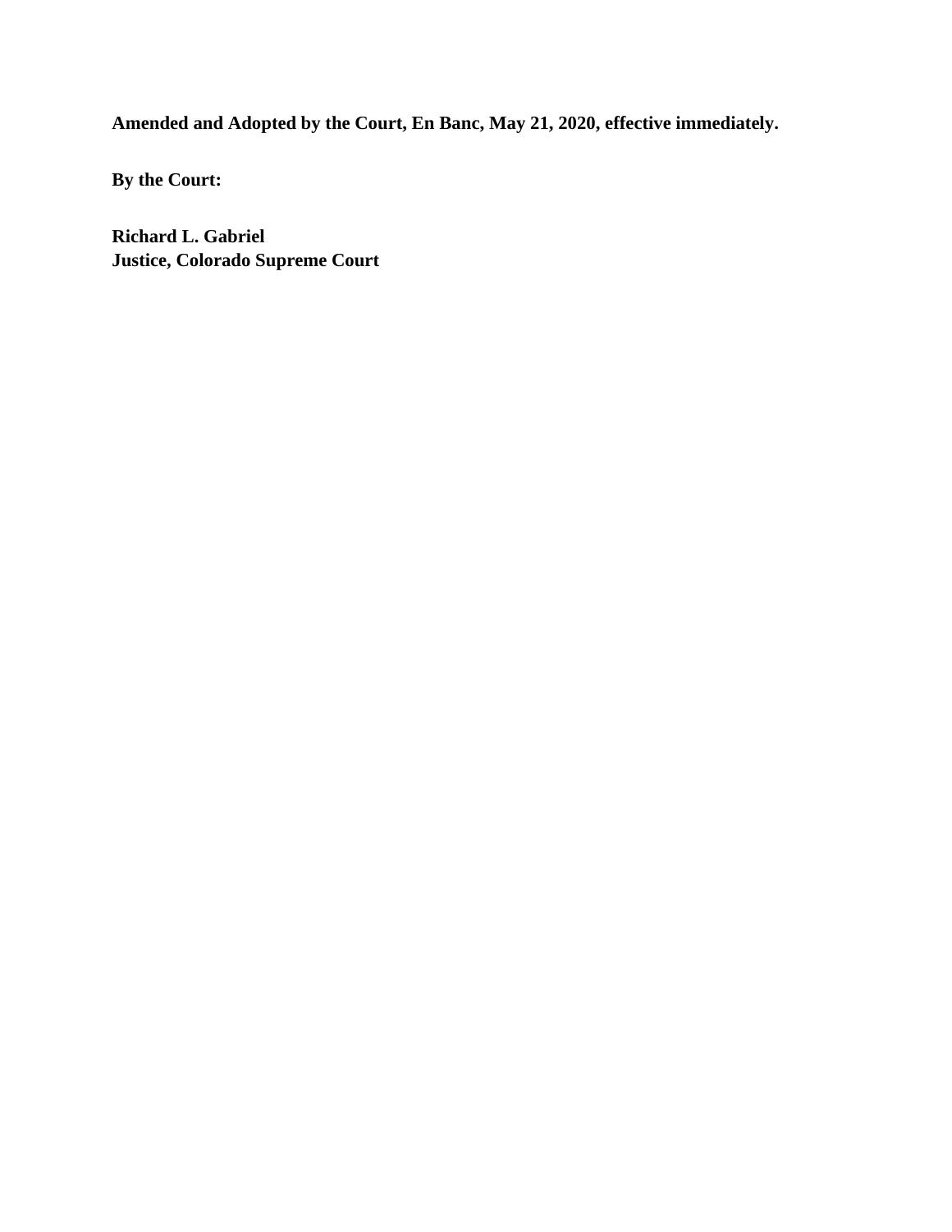**Amended and Adopted by the Court, En Banc, May 21, 2020, effective immediately.**

**By the Court:**

**Richard L. Gabriel**
**Justice, Colorado Supreme Court**